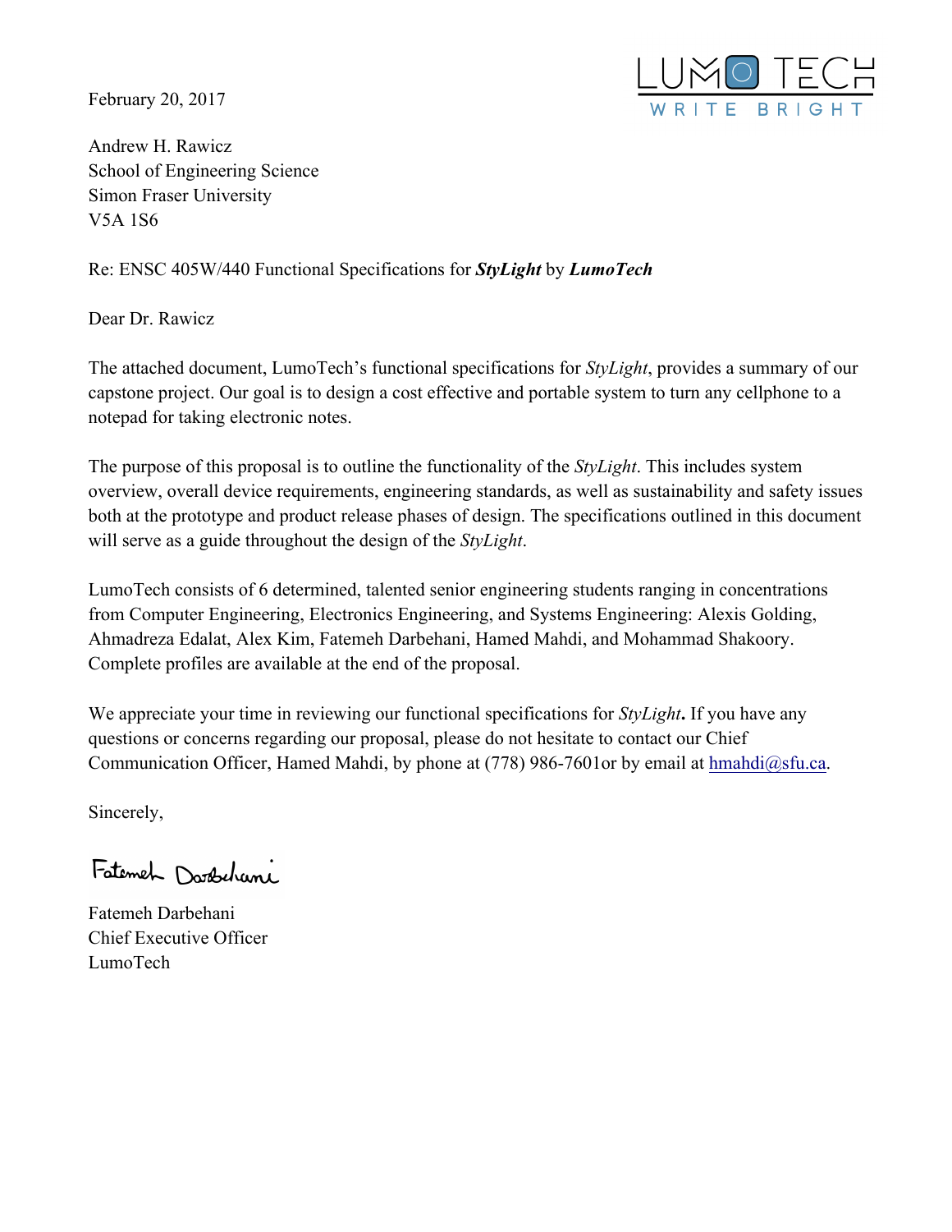LUMO TECH
WRITE BRIGHT

February 20, 2017

Andrew H. Rawicz
School of Engineering Science
Simon Fraser University
V5A 1S6

Re: ENSC 405W/440 Functional Specifications for ***StyLight*** by ***LumoTech***

Dear Dr. Rawicz

The attached document, LumoTech's functional specifications for *StyLight*, provides a summary of our capstone project. Our goal is to design a cost effective and portable system to turn any cellphone to a notepad for taking electronic notes.

The purpose of this proposal is to outline the functionality of the *StyLight*. This includes system overview, overall device requirements, engineering standards, as well as sustainability and safety issues both at the prototype and product release phases of design. The specifications outlined in this document will serve as a guide throughout the design of the *StyLight*.

LumoTech consists of 6 determined, talented senior engineering students ranging in concentrations from Computer Engineering, Electronics Engineering, and Systems Engineering: Alexis Golding, Ahmadreza Edalat, Alex Kim, Fatemeh Darbehani, Hamed Mahdi, and Mohammad Shakoory. Complete profiles are available at the end of the proposal.

We appreciate your time in reviewing our functional specifications for *StyLight***.** If you have any questions or concerns regarding our proposal, please do not hesitate to contact our Chief Communication Officer, Hamed Mahdi, by phone at (778) 986-7601or by email at hmahdi@sfu.ca.

Sincerely,

Fatemeh Darbehani

Fatemeh Darbehani
Chief Executive Officer
LumoTech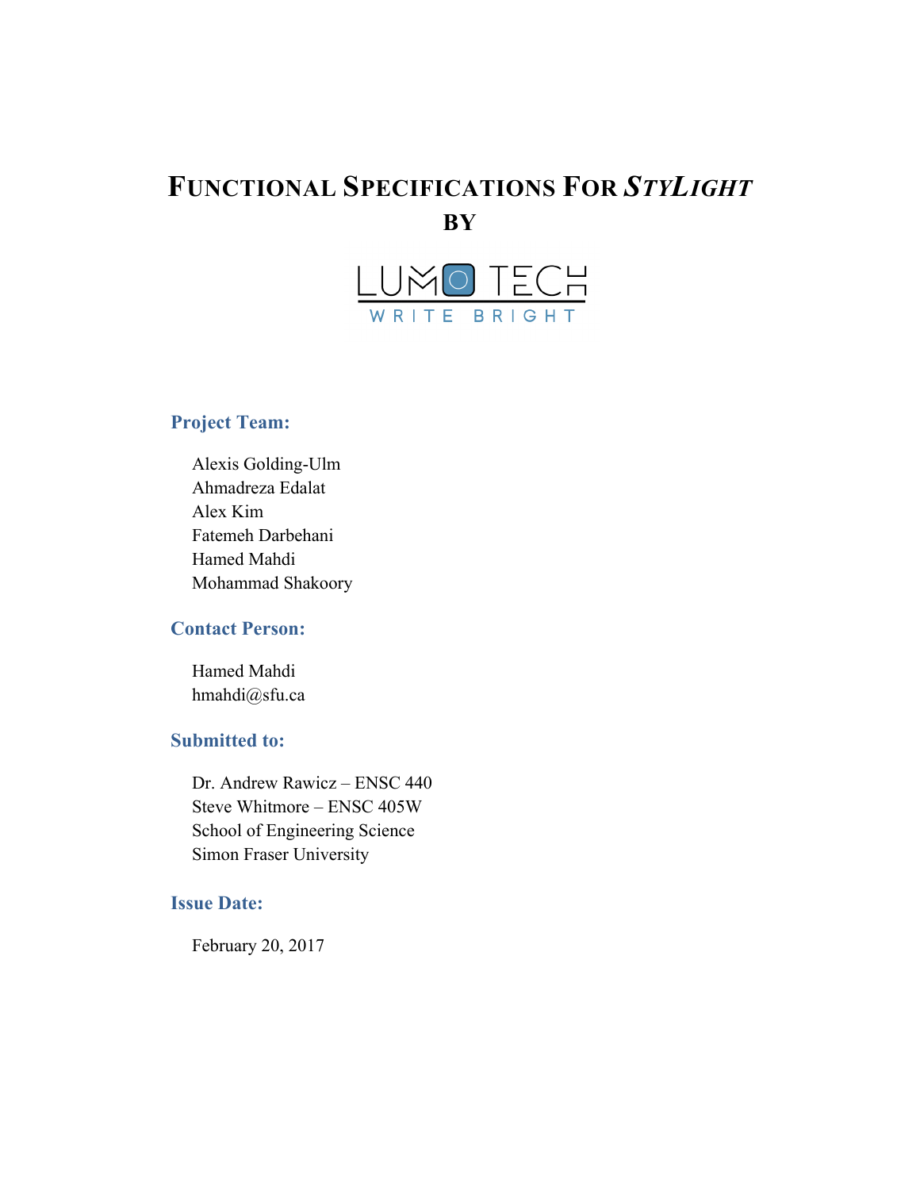# FUNCTIONAL SPECIFICATIONS FOR *STYLIGHT*

**BY**

LUMO TECH

WRITE BRIGHT

### Project Team:

Alexis Golding-Ulm
Ahmadreza Edalat
Alex Kim
Fatemeh Darbehani
Hamed Mahdi
Mohammad Shakoory

### Contact Person:

Hamed Mahdi
hmahdi@sfu.ca

### Submitted to:

Dr. Andrew Rawicz – ENSC 440
Steve Whitmore – ENSC 405W
School of Engineering Science
Simon Fraser University

### Issue Date:

February 20, 2017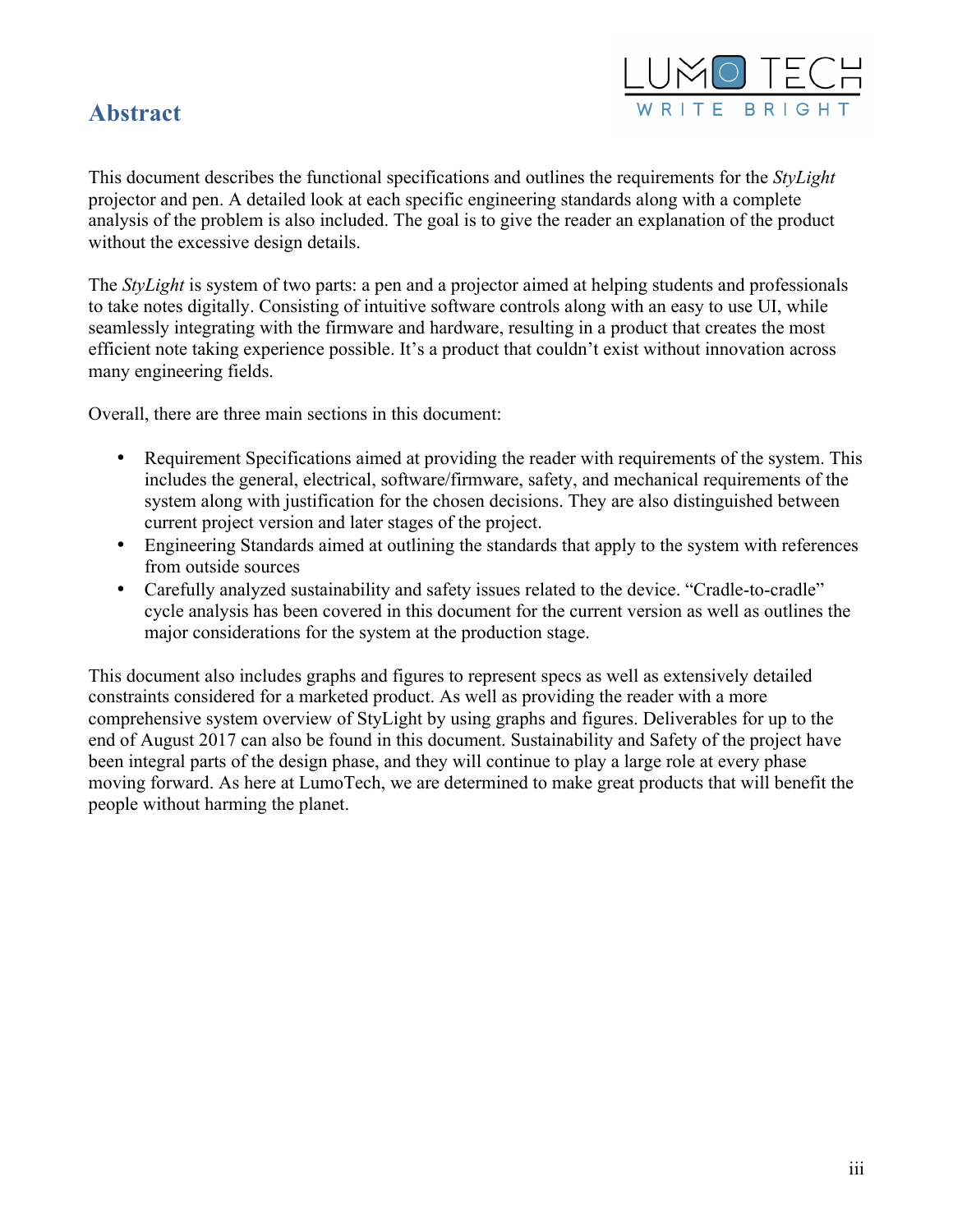# Abstract

This document describes the functional specifications and outlines the requirements for the *StyLight* projector and pen. A detailed look at each specific engineering standards along with a complete analysis of the problem is also included. The goal is to give the reader an explanation of the product without the excessive design details.

The *StyLight* is system of two parts: a pen and a projector aimed at helping students and professionals to take notes digitally. Consisting of intuitive software controls along with an easy to use UI, while seamlessly integrating with the firmware and hardware, resulting in a product that creates the most efficient note taking experience possible. It's a product that couldn't exist without innovation across many engineering fields.

Overall, there are three main sections in this document:

- Requirement Specifications aimed at providing the reader with requirements of the system. This includes the general, electrical, software/firmware, safety, and mechanical requirements of the system along with justification for the chosen decisions. They are also distinguished between current project version and later stages of the project.
- Engineering Standards aimed at outlining the standards that apply to the system with references from outside sources
- Carefully analyzed sustainability and safety issues related to the device. "Cradle-to-cradle" cycle analysis has been covered in this document for the current version as well as outlines the major considerations for the system at the production stage.

This document also includes graphs and figures to represent specs as well as extensively detailed constraints considered for a marketed product. As well as providing the reader with a more comprehensive system overview of StyLight by using graphs and figures. Deliverables for up to the end of August 2017 can also be found in this document. Sustainability and Safety of the project have been integral parts of the design phase, and they will continue to play a large role at every phase moving forward. As here at LumoTech, we are determined to make great products that will benefit the people without harming the planet.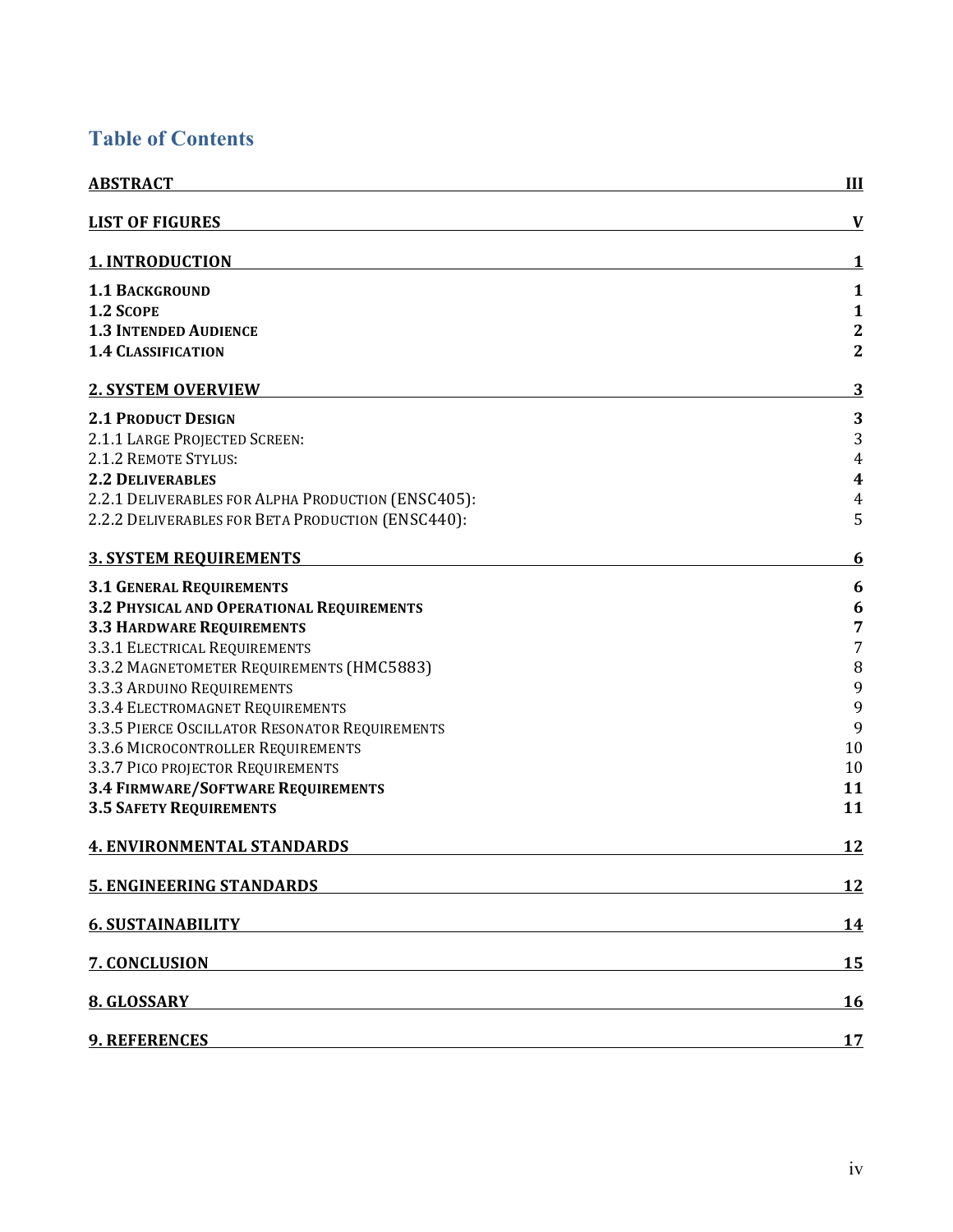# Table of Contents

| | |
|---|---|
| **ABSTRACT** | **III** |
| **LIST OF FIGURES** | **V** |
| **1. INTRODUCTION** | **1** |
| **1.1 BACKGROUND** | **1** |
| **1.2 SCOPE** | **1** |
| **1.3 INTENDED AUDIENCE** | **2** |
| **1.4 CLASSIFICATION** | **2** |
| **2. SYSTEM OVERVIEW** | **3** |
| **2.1 PRODUCT DESIGN** | **3** |
| 2.1.1 LARGE PROJECTED SCREEN: | 3 |
| 2.1.2 REMOTE STYLUS: | 4 |
| **2.2 DELIVERABLES** | **4** |
| 2.2.1 DELIVERABLES FOR ALPHA PRODUCTION (ENSC405): | 4 |
| 2.2.2 DELIVERABLES FOR BETA PRODUCTION (ENSC440): | 5 |
| **3. SYSTEM REQUIREMENTS** | **6** |
| **3.1 GENERAL REQUIREMENTS** | **6** |
| **3.2 PHYSICAL AND OPERATIONAL REQUIREMENTS** | **6** |
| **3.3 HARDWARE REQUIREMENTS** | **7** |
| 3.3.1 ELECTRICAL REQUIREMENTS | 7 |
| 3.3.2 MAGNETOMETER REQUIREMENTS (HMC5883) | 8 |
| 3.3.3 ARDUINO REQUIREMENTS | 9 |
| 3.3.4 ELECTROMAGNET REQUIREMENTS | 9 |
| 3.3.5 PIERCE OSCILLATOR RESONATOR REQUIREMENTS | 9 |
| 3.3.6 MICROCONTROLLER REQUIREMENTS | 10 |
| 3.3.7 PICO PROJECTOR REQUIREMENTS | 10 |
| **3.4 FIRMWARE/SOFTWARE REQUIREMENTS** | **11** |
| **3.5 SAFETY REQUIREMENTS** | **11** |
| **4. ENVIRONMENTAL STANDARDS** | **12** |
| **5. ENGINEERING STANDARDS** | **12** |
| **6. SUSTAINABILITY** | **14** |
| **7. CONCLUSION** | **15** |
| **8. GLOSSARY** | **16** |
| **9. REFERENCES** | **17** |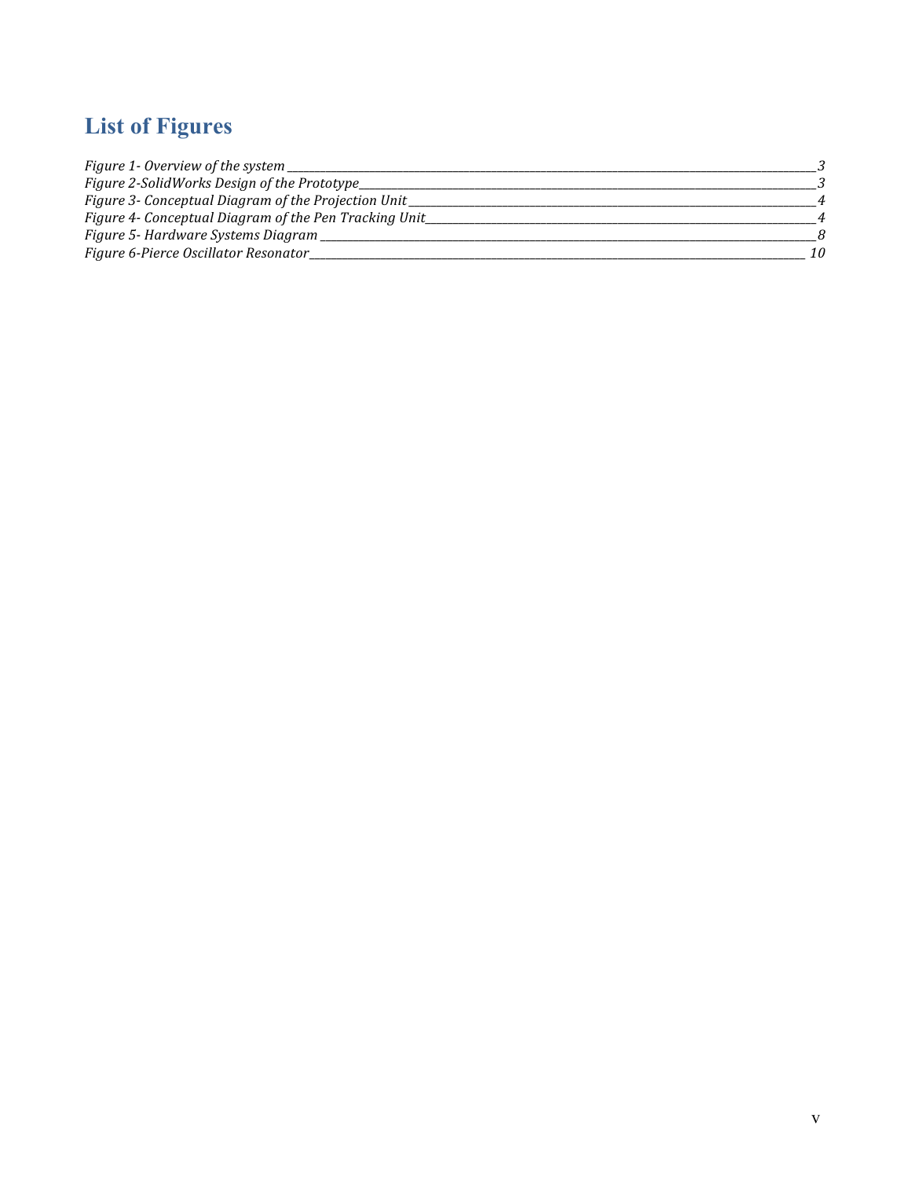# List of Figures

*Figure 1- Overview of the system* — 3
*Figure 2-SolidWorks Design of the Prototype* — 3
*Figure 3- Conceptual Diagram of the Projection Unit* — 4
*Figure 4- Conceptual Diagram of the Pen Tracking Unit* — 4
*Figure 5- Hardware Systems Diagram* — 8
*Figure 6-Pierce Oscillator Resonator* — 10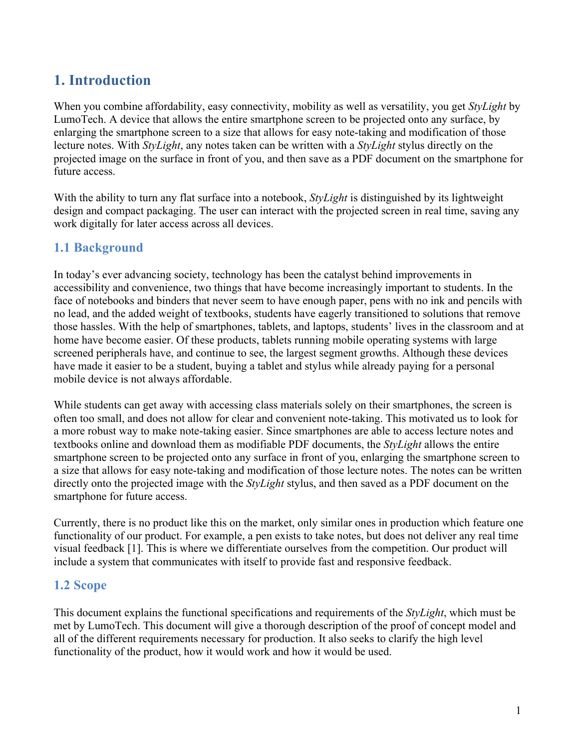# 1. Introduction

When you combine affordability, easy connectivity, mobility as well as versatility, you get *StyLight* by LumoTech. A device that allows the entire smartphone screen to be projected onto any surface, by enlarging the smartphone screen to a size that allows for easy note-taking and modification of those lecture notes. With *StyLight*, any notes taken can be written with a *StyLight* stylus directly on the projected image on the surface in front of you, and then save as a PDF document on the smartphone for future access.

With the ability to turn any flat surface into a notebook, *StyLight* is distinguished by its lightweight design and compact packaging. The user can interact with the projected screen in real time, saving any work digitally for later access across all devices.

## 1.1 Background

In today's ever advancing society, technology has been the catalyst behind improvements in accessibility and convenience, two things that have become increasingly important to students. In the face of notebooks and binders that never seem to have enough paper, pens with no ink and pencils with no lead, and the added weight of textbooks, students have eagerly transitioned to solutions that remove those hassles. With the help of smartphones, tablets, and laptops, students' lives in the classroom and at home have become easier. Of these products, tablets running mobile operating systems with large screened peripherals have, and continue to see, the largest segment growths. Although these devices have made it easier to be a student, buying a tablet and stylus while already paying for a personal mobile device is not always affordable.

While students can get away with accessing class materials solely on their smartphones, the screen is often too small, and does not allow for clear and convenient note-taking. This motivated us to look for a more robust way to make note-taking easier. Since smartphones are able to access lecture notes and textbooks online and download them as modifiable PDF documents, the *StyLight* allows the entire smartphone screen to be projected onto any surface in front of you, enlarging the smartphone screen to a size that allows for easy note-taking and modification of those lecture notes. The notes can be written directly onto the projected image with the *StyLight* stylus, and then saved as a PDF document on the smartphone for future access.

Currently, there is no product like this on the market, only similar ones in production which feature one functionality of our product. For example, a pen exists to take notes, but does not deliver any real time visual feedback [1]. This is where we differentiate ourselves from the competition. Our product will include a system that communicates with itself to provide fast and responsive feedback.

## 1.2 Scope

This document explains the functional specifications and requirements of the *StyLight*, which must be met by LumoTech. This document will give a thorough description of the proof of concept model and all of the different requirements necessary for production. It also seeks to clarify the high level functionality of the product, how it would work and how it would be used.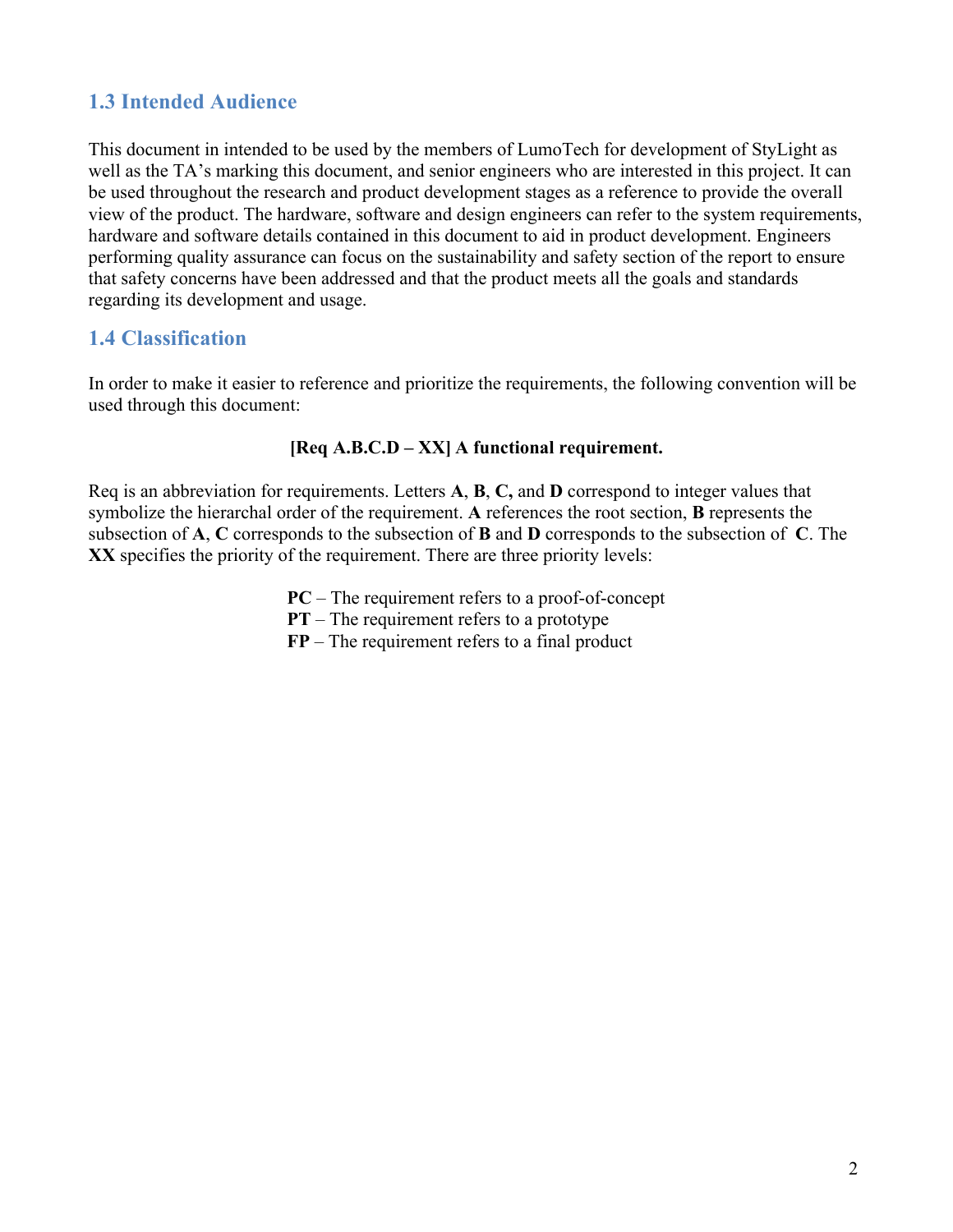## 1.3 Intended Audience

This document in intended to be used by the members of LumoTech for development of StyLight as well as the TA's marking this document, and senior engineers who are interested in this project. It can be used throughout the research and product development stages as a reference to provide the overall view of the product. The hardware, software and design engineers can refer to the system requirements, hardware and software details contained in this document to aid in product development. Engineers performing quality assurance can focus on the sustainability and safety section of the report to ensure that safety concerns have been addressed and that the product meets all the goals and standards regarding its development and usage.

## 1.4 Classification

In order to make it easier to reference and prioritize the requirements, the following convention will be used through this document:

**[Req A.B.C.D – XX] A functional requirement.**

Req is an abbreviation for requirements. Letters **A**, **B**, **C,** and **D** correspond to integer values that symbolize the hierarchal order of the requirement. **A** references the root section, **B** represents the subsection of **A**, **C** corresponds to the subsection of **B** and **D** corresponds to the subsection of **C**. The **XX** specifies the priority of the requirement. There are three priority levels:

**PC** – The requirement refers to a proof-of-concept
**PT** – The requirement refers to a prototype
**FP** – The requirement refers to a final product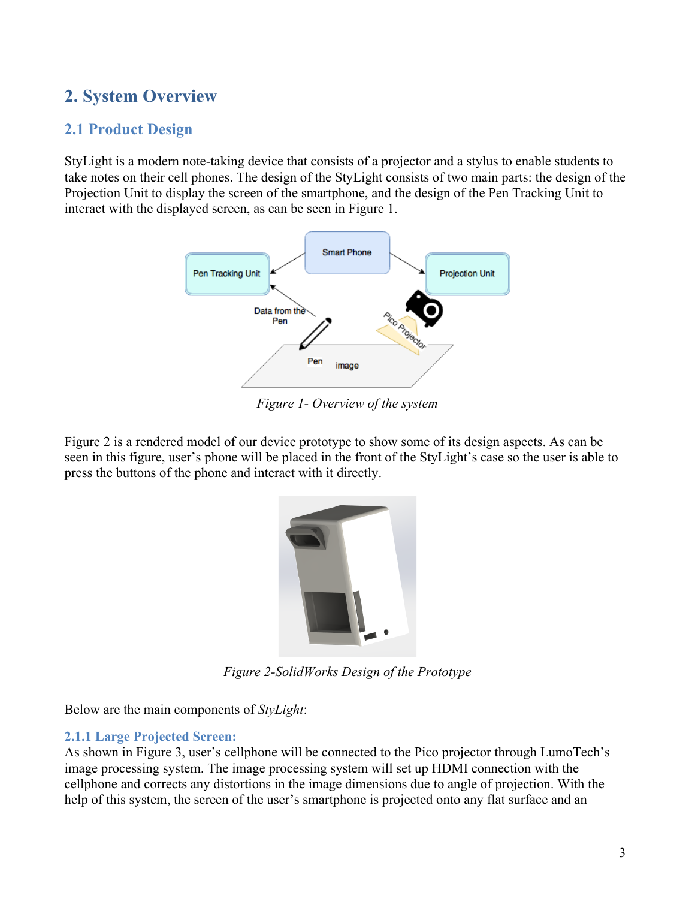# 2. System Overview

## 2.1 Product Design

StyLight is a modern note-taking device that consists of a projector and a stylus to enable students to take notes on their cell phones. The design of the StyLight consists of two main parts: the design of the Projection Unit to display the screen of the smartphone, and the design of the Pen Tracking Unit to interact with the displayed screen, as can be seen in Figure 1.

*Figure 1- Overview of the system*

Figure 2 is a rendered model of our device prototype to show some of its design aspects. As can be seen in this figure, user's phone will be placed in the front of the StyLight's case so the user is able to press the buttons of the phone and interact with it directly.

*Figure 2-SolidWorks Design of the Prototype*

Below are the main components of *StyLight*:

### 2.1.1 Large Projected Screen:

As shown in Figure 3, user's cellphone will be connected to the Pico projector through LumoTech's image processing system. The image processing system will set up HDMI connection with the cellphone and corrects any distortions in the image dimensions due to angle of projection. With the help of this system, the screen of the user's smartphone is projected onto any flat surface and an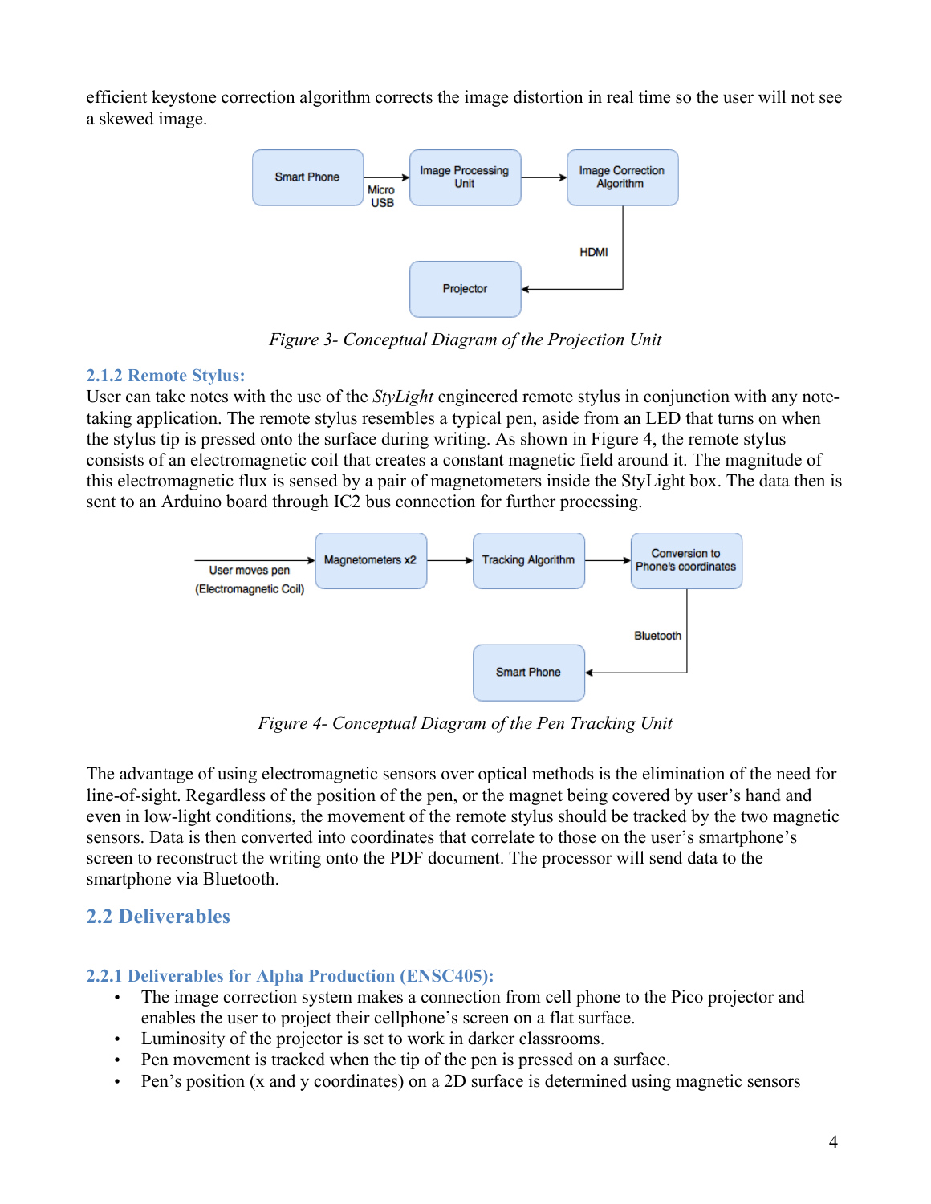efficient keystone correction algorithm corrects the image distortion in real time so the user will not see a skewed image.

*Figure 3- Conceptual Diagram of the Projection Unit*

### 2.1.2 Remote Stylus:

User can take notes with the use of the *StyLight* engineered remote stylus in conjunction with any note-taking application. The remote stylus resembles a typical pen, aside from an LED that turns on when the stylus tip is pressed onto the surface during writing. As shown in Figure 4, the remote stylus consists of an electromagnetic coil that creates a constant magnetic field around it. The magnitude of this electromagnetic flux is sensed by a pair of magnetometers inside the StyLight box. The data then is sent to an Arduino board through IC2 bus connection for further processing.

*Figure 4- Conceptual Diagram of the Pen Tracking Unit*

The advantage of using electromagnetic sensors over optical methods is the elimination of the need for line-of-sight. Regardless of the position of the pen, or the magnet being covered by user's hand and even in low-light conditions, the movement of the remote stylus should be tracked by the two magnetic sensors. Data is then converted into coordinates that correlate to those on the user's smartphone's screen to reconstruct the writing onto the PDF document. The processor will send data to the smartphone via Bluetooth.

## 2.2 Deliverables

### 2.2.1 Deliverables for Alpha Production (ENSC405):

- The image correction system makes a connection from cell phone to the Pico projector and enables the user to project their cellphone's screen on a flat surface.
- Luminosity of the projector is set to work in darker classrooms.
- Pen movement is tracked when the tip of the pen is pressed on a surface.
- Pen's position (x and y coordinates) on a 2D surface is determined using magnetic sensors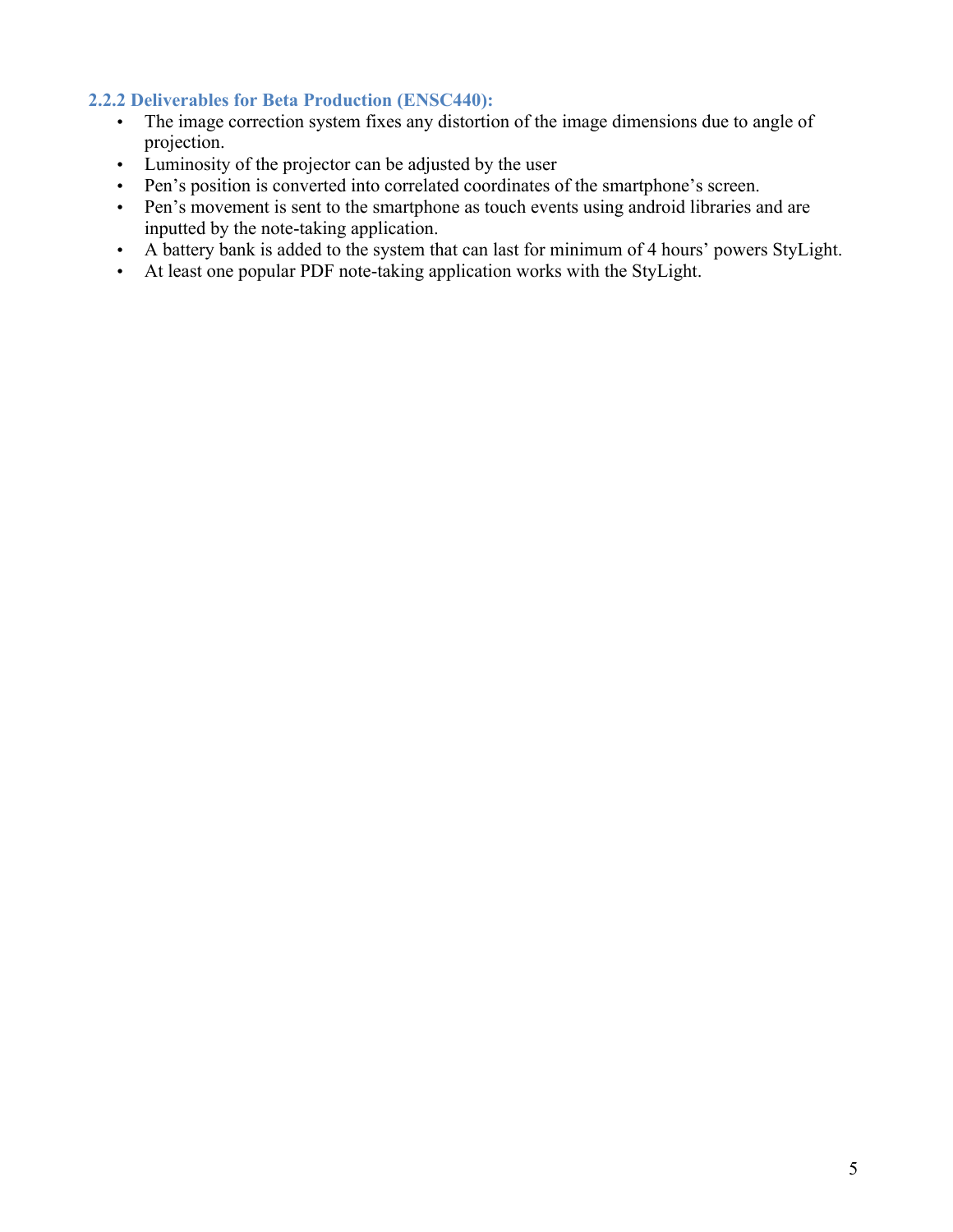### 2.2.2 Deliverables for Beta Production (ENSC440):

- The image correction system fixes any distortion of the image dimensions due to angle of projection.
- Luminosity of the projector can be adjusted by the user
- Pen's position is converted into correlated coordinates of the smartphone's screen.
- Pen's movement is sent to the smartphone as touch events using android libraries and are inputted by the note-taking application.
- A battery bank is added to the system that can last for minimum of 4 hours' powers StyLight.
- At least one popular PDF note-taking application works with the StyLight.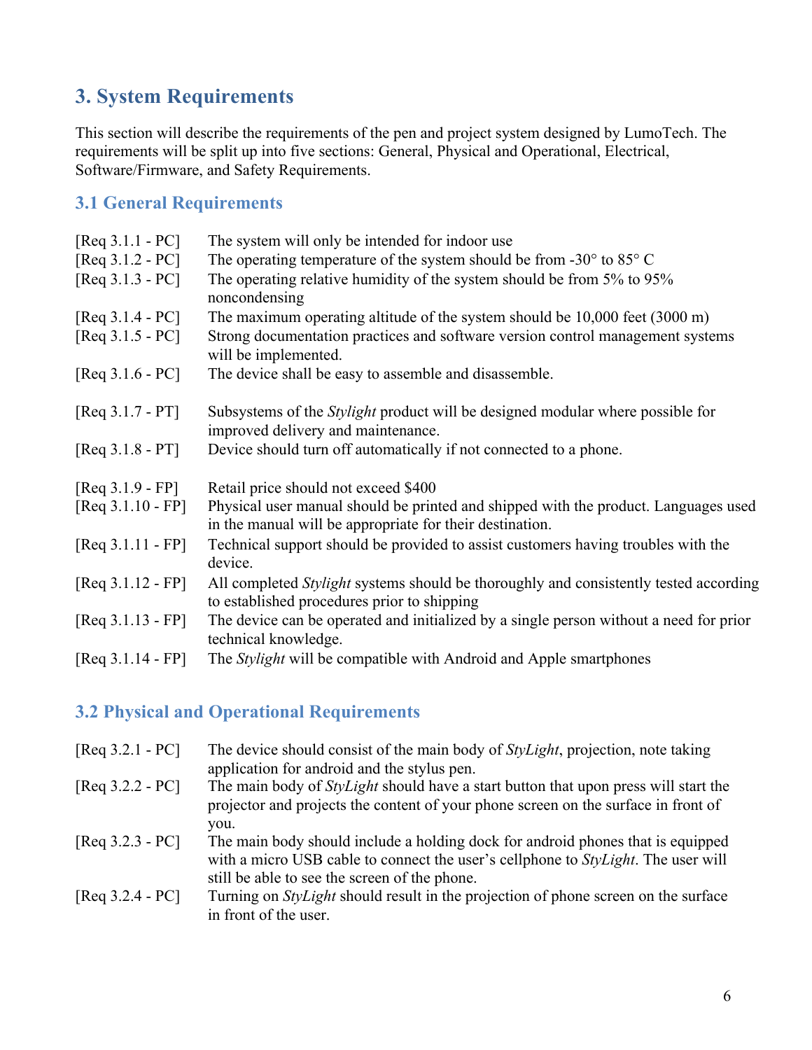## 3. System Requirements

This section will describe the requirements of the pen and project system designed by LumoTech. The requirements will be split up into five sections: General, Physical and Operational, Electrical, Software/Firmware, and Safety Requirements.

### 3.1 General Requirements

| | |
|---|---|
| [Req 3.1.1 - PC] | The system will only be intended for indoor use |
| [Req 3.1.2 - PC] | The operating temperature of the system should be from -30° to 85° C |
| [Req 3.1.3 - PC] | The operating relative humidity of the system should be from 5% to 95% noncondensing |
| [Req 3.1.4 - PC] | The maximum operating altitude of the system should be 10,000 feet (3000 m) |
| [Req 3.1.5 - PC] | Strong documentation practices and software version control management systems will be implemented. |
| [Req 3.1.6 - PC] | The device shall be easy to assemble and disassemble. |
| [Req 3.1.7 - PT] | Subsystems of the *Stylight* product will be designed modular where possible for improved delivery and maintenance. |
| [Req 3.1.8 - PT] | Device should turn off automatically if not connected to a phone. |
| [Req 3.1.9 - FP] | Retail price should not exceed $400 |
| [Req 3.1.10 - FP] | Physical user manual should be printed and shipped with the product. Languages used in the manual will be appropriate for their destination. |
| [Req 3.1.11 - FP] | Technical support should be provided to assist customers having troubles with the device. |
| [Req 3.1.12 - FP] | All completed *Stylight* systems should be thoroughly and consistently tested according to established procedures prior to shipping |
| [Req 3.1.13 - FP] | The device can be operated and initialized by a single person without a need for prior technical knowledge. |
| [Req 3.1.14 - FP] | The *Stylight* will be compatible with Android and Apple smartphones |

### 3.2 Physical and Operational Requirements

| | |
|---|---|
| [Req 3.2.1 - PC] | The device should consist of the main body of *StyLight*, projection, note taking application for android and the stylus pen. |
| [Req 3.2.2 - PC] | The main body of *StyLight* should have a start button that upon press will start the projector and projects the content of your phone screen on the surface in front of you. |
| [Req 3.2.3 - PC] | The main body should include a holding dock for android phones that is equipped with a micro USB cable to connect the user's cellphone to *StyLight*. The user will still be able to see the screen of the phone. |
| [Req 3.2.4 - PC] | Turning on *StyLight* should result in the projection of phone screen on the surface in front of the user. |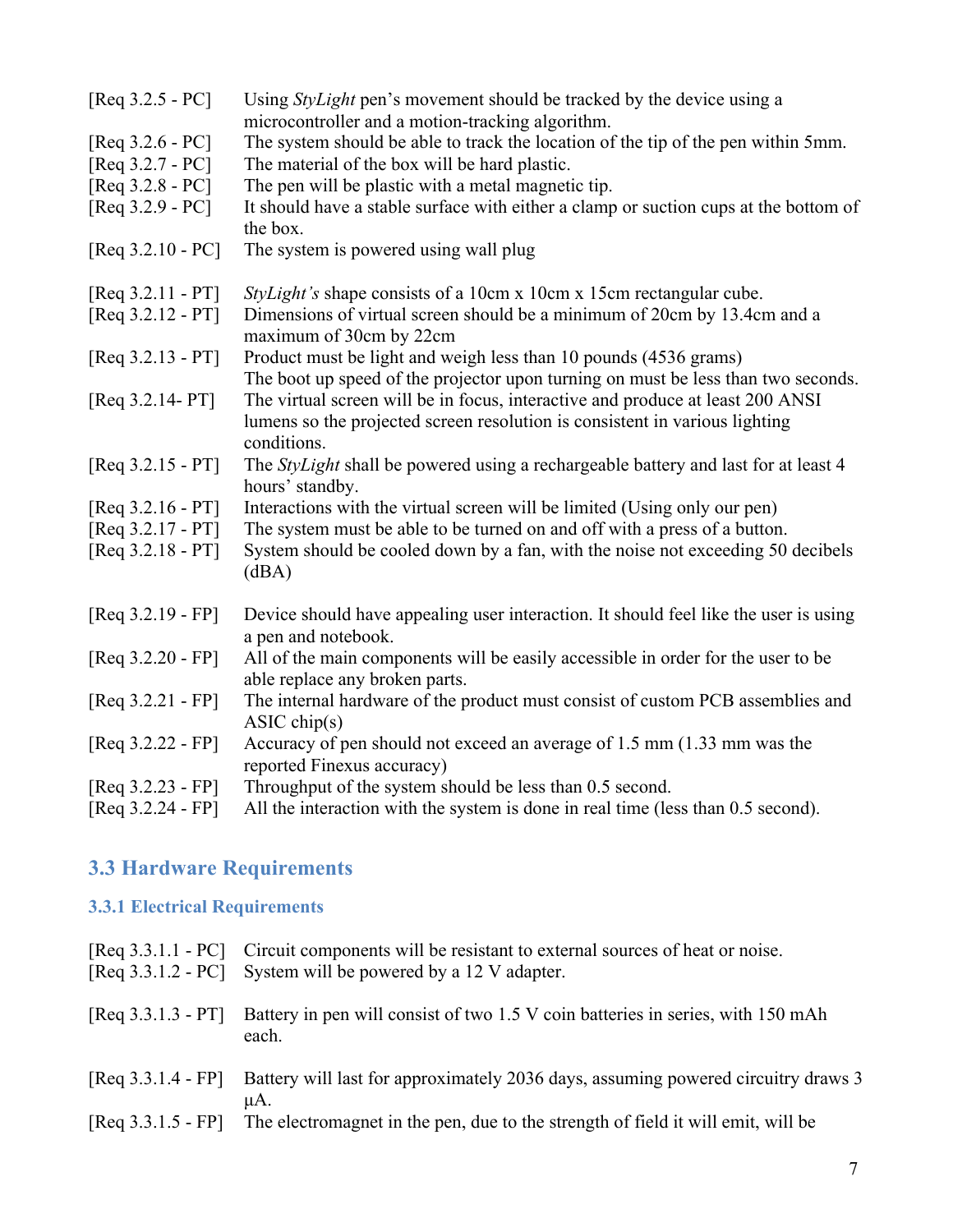[Req 3.2.5 - PC] Using *StyLight* pen's movement should be tracked by the device using a microcontroller and a motion-tracking algorithm.
[Req 3.2.6 - PC] The system should be able to track the location of the tip of the pen within 5mm.
[Req 3.2.7 - PC] The material of the box will be hard plastic.
[Req 3.2.8 - PC] The pen will be plastic with a metal magnetic tip.
[Req 3.2.9 - PC] It should have a stable surface with either a clamp or suction cups at the bottom of the box.
[Req 3.2.10 - PC] The system is powered using wall plug

[Req 3.2.11 - PT] *StyLight's* shape consists of a 10cm x 10cm x 15cm rectangular cube.
[Req 3.2.12 - PT] Dimensions of virtual screen should be a minimum of 20cm by 13.4cm and a maximum of 30cm by 22cm
[Req 3.2.13 - PT] Product must be light and weigh less than 10 pounds (4536 grams)
The boot up speed of the projector upon turning on must be less than two seconds.
[Req 3.2.14- PT] The virtual screen will be in focus, interactive and produce at least 200 ANSI lumens so the projected screen resolution is consistent in various lighting conditions.
[Req 3.2.15 - PT] The *StyLight* shall be powered using a rechargeable battery and last for at least 4 hours' standby.
[Req 3.2.16 - PT] Interactions with the virtual screen will be limited (Using only our pen)
[Req 3.2.17 - PT] The system must be able to be turned on and off with a press of a button.
[Req 3.2.18 - PT] System should be cooled down by a fan, with the noise not exceeding 50 decibels (dBA)

[Req 3.2.19 - FP] Device should have appealing user interaction. It should feel like the user is using a pen and notebook.
[Req 3.2.20 - FP] All of the main components will be easily accessible in order for the user to be able replace any broken parts.
[Req 3.2.21 - FP] The internal hardware of the product must consist of custom PCB assemblies and ASIC chip(s)
[Req 3.2.22 - FP] Accuracy of pen should not exceed an average of 1.5 mm (1.33 mm was the reported Finexus accuracy)
[Req 3.2.23 - FP] Throughput of the system should be less than 0.5 second.
[Req 3.2.24 - FP] All the interaction with the system is done in real time (less than 0.5 second).

## 3.3 Hardware Requirements

### 3.3.1 Electrical Requirements

[Req 3.3.1.1 - PC] Circuit components will be resistant to external sources of heat or noise.
[Req 3.3.1.2 - PC] System will be powered by a 12 V adapter.

[Req 3.3.1.3 - PT] Battery in pen will consist of two 1.5 V coin batteries in series, with 150 mAh each.

[Req 3.3.1.4 - FP] Battery will last for approximately 2036 days, assuming powered circuitry draws 3 μA.
[Req 3.3.1.5 - FP] The electromagnet in the pen, due to the strength of field it will emit, will be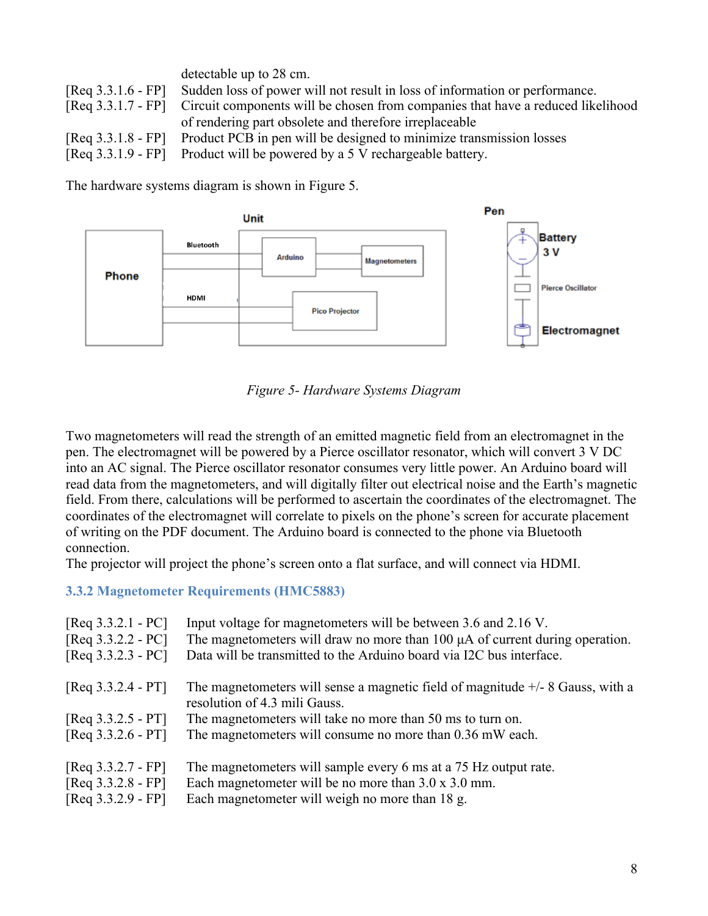detectable up to 28 cm.

[Req 3.3.1.6 - FP] Sudden loss of power will not result in loss of information or performance.
[Req 3.3.1.7 - FP] Circuit components will be chosen from companies that have a reduced likelihood of rendering part obsolete and therefore irreplaceable
[Req 3.3.1.8 - FP] Product PCB in pen will be designed to minimize transmission losses
[Req 3.3.1.9 - FP] Product will be powered by a 5 V rechargeable battery.

The hardware systems diagram is shown in Figure 5.

*Figure 5- Hardware Systems Diagram*

Two magnetometers will read the strength of an emitted magnetic field from an electromagnet in the pen. The electromagnet will be powered by a Pierce oscillator resonator, which will convert 3 V DC into an AC signal. The Pierce oscillator resonator consumes very little power. An Arduino board will read data from the magnetometers, and will digitally filter out electrical noise and the Earth's magnetic field. From there, calculations will be performed to ascertain the coordinates of the electromagnet. The coordinates of the electromagnet will correlate to pixels on the phone's screen for accurate placement of writing on the PDF document. The Arduino board is connected to the phone via Bluetooth connection.
The projector will project the phone's screen onto a flat surface, and will connect via HDMI.

### 3.3.2 Magnetometer Requirements (HMC5883)

[Req 3.3.2.1 - PC] Input voltage for magnetometers will be between 3.6 and 2.16 V.
[Req 3.3.2.2 - PC] The magnetometers will draw no more than 100 μA of current during operation.
[Req 3.3.2.3 - PC] Data will be transmitted to the Arduino board via I2C bus interface.

[Req 3.3.2.4 - PT] The magnetometers will sense a magnetic field of magnitude +/- 8 Gauss, with a resolution of 4.3 mili Gauss.
[Req 3.3.2.5 - PT] The magnetometers will take no more than 50 ms to turn on.
[Req 3.3.2.6 - PT] The magnetometers will consume no more than 0.36 mW each.

[Req 3.3.2.7 - FP] The magnetometers will sample every 6 ms at a 75 Hz output rate.
[Req 3.3.2.8 - FP] Each magnetometer will be no more than 3.0 x 3.0 mm.
[Req 3.3.2.9 - FP] Each magnetometer will weigh no more than 18 g.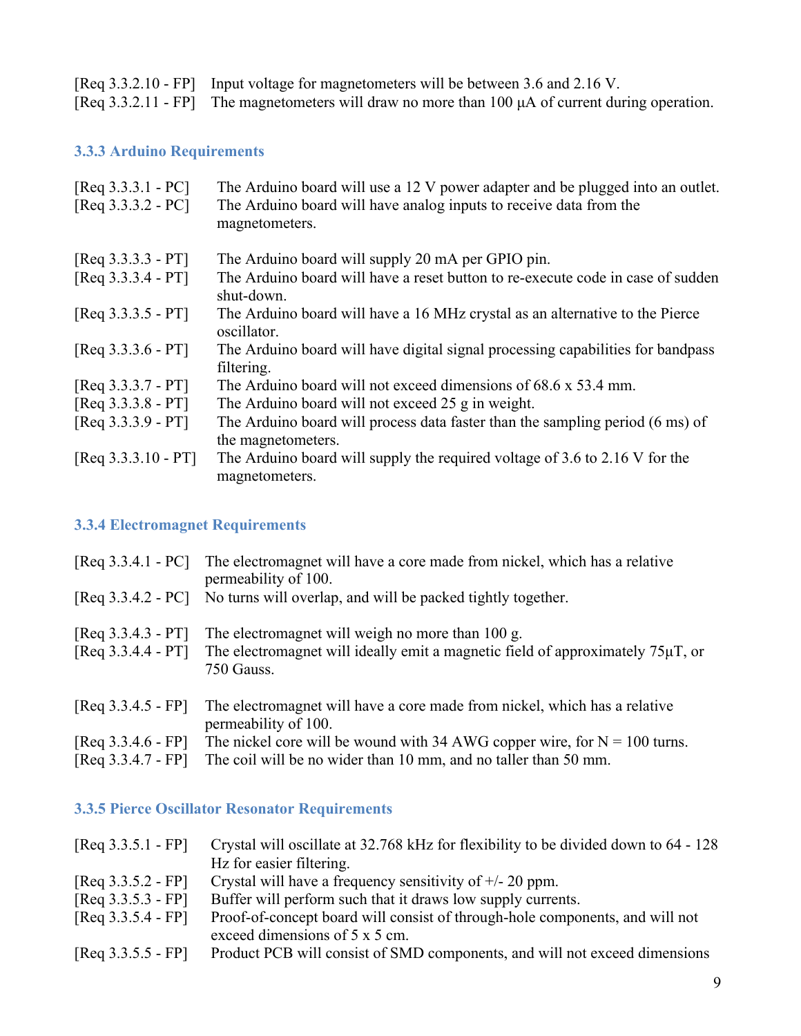[Req 3.3.2.10 - FP] Input voltage for magnetometers will be between 3.6 and 2.16 V.
[Req 3.3.2.11 - FP] The magnetometers will draw no more than 100 μA of current during operation.

### 3.3.3 Arduino Requirements

[Req 3.3.3.1 - PC] The Arduino board will use a 12 V power adapter and be plugged into an outlet.
[Req 3.3.3.2 - PC] The Arduino board will have analog inputs to receive data from the magnetometers.

[Req 3.3.3.3 - PT] The Arduino board will supply 20 mA per GPIO pin.
[Req 3.3.3.4 - PT] The Arduino board will have a reset button to re-execute code in case of sudden shut-down.
[Req 3.3.3.5 - PT] The Arduino board will have a 16 MHz crystal as an alternative to the Pierce oscillator.
[Req 3.3.3.6 - PT] The Arduino board will have digital signal processing capabilities for bandpass filtering.
[Req 3.3.3.7 - PT] The Arduino board will not exceed dimensions of 68.6 x 53.4 mm.
[Req 3.3.3.8 - PT] The Arduino board will not exceed 25 g in weight.
[Req 3.3.3.9 - PT] The Arduino board will process data faster than the sampling period (6 ms) of the magnetometers.
[Req 3.3.3.10 - PT] The Arduino board will supply the required voltage of 3.6 to 2.16 V for the magnetometers.

### 3.3.4 Electromagnet Requirements

[Req 3.3.4.1 - PC] The electromagnet will have a core made from nickel, which has a relative permeability of 100.
[Req 3.3.4.2 - PC] No turns will overlap, and will be packed tightly together.

[Req 3.3.4.3 - PT] The electromagnet will weigh no more than 100 g.
[Req 3.3.4.4 - PT] The electromagnet will ideally emit a magnetic field of approximately 75μT, or 750 Gauss.

[Req 3.3.4.5 - FP] The electromagnet will have a core made from nickel, which has a relative permeability of 100.
[Req 3.3.4.6 - FP] The nickel core will be wound with 34 AWG copper wire, for N = 100 turns.
[Req 3.3.4.7 - FP] The coil will be no wider than 10 mm, and no taller than 50 mm.

### 3.3.5 Pierce Oscillator Resonator Requirements

[Req 3.3.5.1 - FP] Crystal will oscillate at 32.768 kHz for flexibility to be divided down to 64 - 128 Hz for easier filtering.
[Req 3.3.5.2 - FP] Crystal will have a frequency sensitivity of +/- 20 ppm.
[Req 3.3.5.3 - FP] Buffer will perform such that it draws low supply currents.
[Req 3.3.5.4 - FP] Proof-of-concept board will consist of through-hole components, and will not exceed dimensions of 5 x 5 cm.
[Req 3.3.5.5 - FP] Product PCB will consist of SMD components, and will not exceed dimensions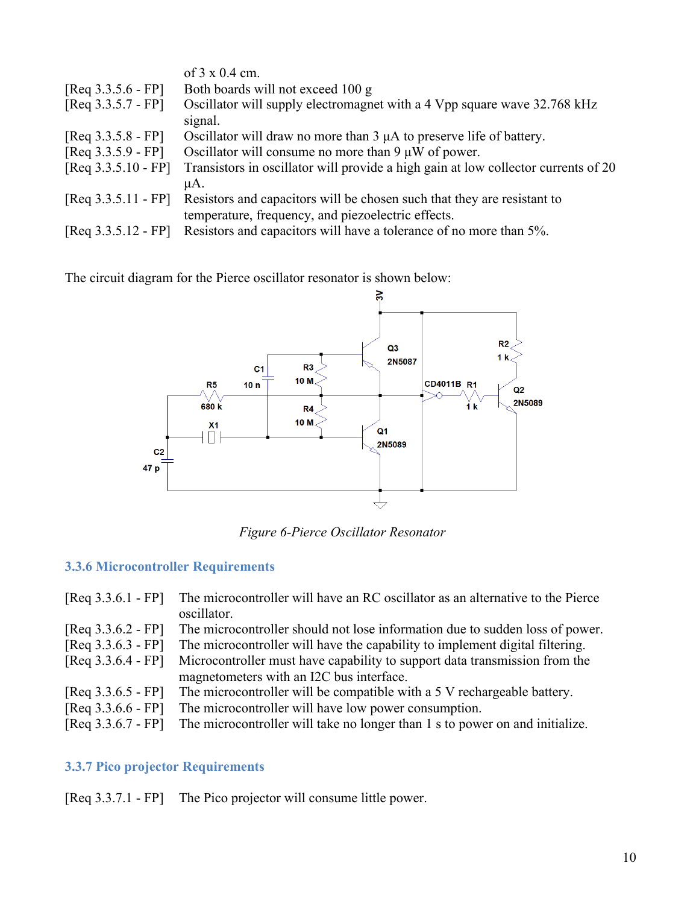of 3 x 0.4 cm.

[Req 3.3.5.6 - FP] Both boards will not exceed 100 g

[Req 3.3.5.7 - FP] Oscillator will supply electromagnet with a 4 Vpp square wave 32.768 kHz signal.

[Req 3.3.5.8 - FP] Oscillator will draw no more than 3 μA to preserve life of battery.

[Req 3.3.5.9 - FP] Oscillator will consume no more than 9 μW of power.

[Req 3.3.5.10 - FP] Transistors in oscillator will provide a high gain at low collector currents of 20 μA.

[Req 3.3.5.11 - FP] Resistors and capacitors will be chosen such that they are resistant to temperature, frequency, and piezoelectric effects.

[Req 3.3.5.12 - FP] Resistors and capacitors will have a tolerance of no more than 5%.

The circuit diagram for the Pierce oscillator resonator is shown below:

*Figure 6-Pierce Oscillator Resonator*

### 3.3.6 Microcontroller Requirements

[Req 3.3.6.1 - FP] The microcontroller will have an RC oscillator as an alternative to the Pierce oscillator.

[Req 3.3.6.2 - FP] The microcontroller should not lose information due to sudden loss of power.

[Req 3.3.6.3 - FP] The microcontroller will have the capability to implement digital filtering.

[Req 3.3.6.4 - FP] Microcontroller must have capability to support data transmission from the magnetometers with an I2C bus interface.

[Req 3.3.6.5 - FP] The microcontroller will be compatible with a 5 V rechargeable battery.

[Req 3.3.6.6 - FP] The microcontroller will have low power consumption.

[Req 3.3.6.7 - FP] The microcontroller will take no longer than 1 s to power on and initialize.

### 3.3.7 Pico projector Requirements

[Req 3.3.7.1 - FP] The Pico projector will consume little power.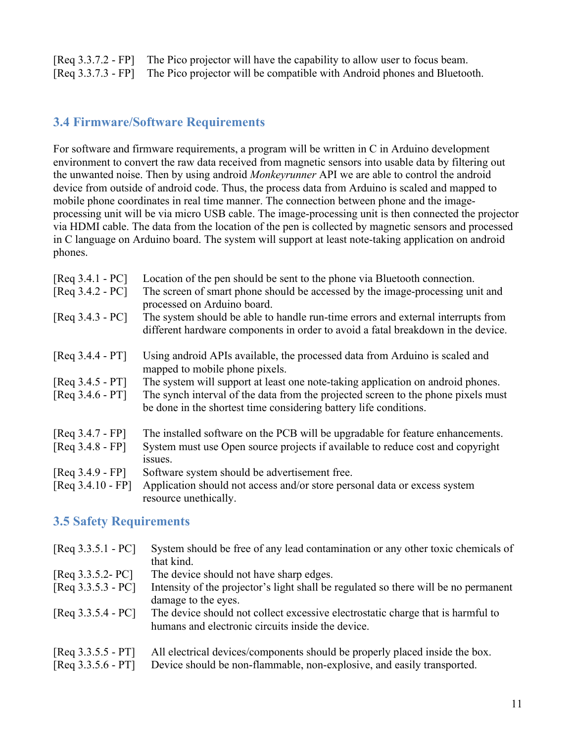[Req 3.3.7.2 - FP] The Pico projector will have the capability to allow user to focus beam.
[Req 3.3.7.3 - FP] The Pico projector will be compatible with Android phones and Bluetooth.

## 3.4 Firmware/Software Requirements

For software and firmware requirements, a program will be written in C in Arduino development environment to convert the raw data received from magnetic sensors into usable data by filtering out the unwanted noise. Then by using android *Monkeyrunner* API we are able to control the android device from outside of android code. Thus, the process data from Arduino is scaled and mapped to mobile phone coordinates in real time manner. The connection between phone and the image-processing unit will be via micro USB cable. The image-processing unit is then connected the projector via HDMI cable. The data from the location of the pen is collected by magnetic sensors and processed in C language on Arduino board. The system will support at least note-taking application on android phones.

[Req 3.4.1 - PC] Location of the pen should be sent to the phone via Bluetooth connection.
[Req 3.4.2 - PC] The screen of smart phone should be accessed by the image-processing unit and processed on Arduino board.
[Req 3.4.3 - PC] The system should be able to handle run-time errors and external interrupts from different hardware components in order to avoid a fatal breakdown in the device.

[Req 3.4.4 - PT] Using android APIs available, the processed data from Arduino is scaled and mapped to mobile phone pixels.
[Req 3.4.5 - PT] The system will support at least one note-taking application on android phones.
[Req 3.4.6 - PT] The synch interval of the data from the projected screen to the phone pixels must be done in the shortest time considering battery life conditions.

[Req 3.4.7 - FP] The installed software on the PCB will be upgradable for feature enhancements.
[Req 3.4.8 - FP] System must use Open source projects if available to reduce cost and copyright issues.
[Req 3.4.9 - FP] Software system should be advertisement free.
[Req 3.4.10 - FP] Application should not access and/or store personal data or excess system resource unethically.

## 3.5 Safety Requirements

[Req 3.3.5.1 - PC] System should be free of any lead contamination or any other toxic chemicals of that kind.
[Req 3.3.5.2- PC] The device should not have sharp edges.
[Req 3.3.5.3 - PC] Intensity of the projector's light shall be regulated so there will be no permanent damage to the eyes.
[Req 3.3.5.4 - PC] The device should not collect excessive electrostatic charge that is harmful to humans and electronic circuits inside the device.

[Req 3.3.5.5 - PT] All electrical devices/components should be properly placed inside the box.
[Req 3.3.5.6 - PT] Device should be non-flammable, non-explosive, and easily transported.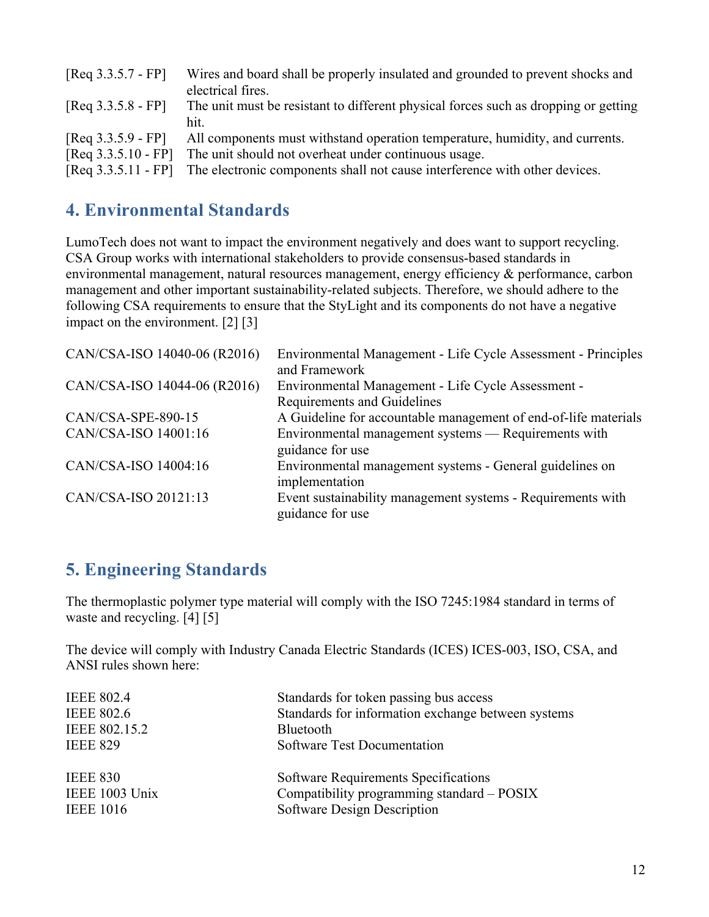| | |
|---|---|
| [Req 3.3.5.7 - FP] | Wires and board shall be properly insulated and grounded to prevent shocks and electrical fires. |
| [Req 3.3.5.8 - FP] | The unit must be resistant to different physical forces such as dropping or getting hit. |
| [Req 3.3.5.9 - FP] | All components must withstand operation temperature, humidity, and currents. |
| [Req 3.3.5.10 - FP] | The unit should not overheat under continuous usage. |
| [Req 3.3.5.11 - FP] | The electronic components shall not cause interference with other devices. |

## 4. Environmental Standards

LumoTech does not want to impact the environment negatively and does want to support recycling. CSA Group works with international stakeholders to provide consensus-based standards in environmental management, natural resources management, energy efficiency & performance, carbon management and other important sustainability-related subjects. Therefore, we should adhere to the following CSA requirements to ensure that the StyLight and its components do not have a negative impact on the environment. [2] [3]

| | |
|---|---|
| CAN/CSA-ISO 14040-06 (R2016) | Environmental Management - Life Cycle Assessment - Principles and Framework |
| CAN/CSA-ISO 14044-06 (R2016) | Environmental Management - Life Cycle Assessment - Requirements and Guidelines |
| CAN/CSA-SPE-890-15 | A Guideline for accountable management of end-of-life materials |
| CAN/CSA-ISO 14001:16 | Environmental management systems — Requirements with guidance for use |
| CAN/CSA-ISO 14004:16 | Environmental management systems - General guidelines on implementation |
| CAN/CSA-ISO 20121:13 | Event sustainability management systems - Requirements with guidance for use |

## 5. Engineering Standards

The thermoplastic polymer type material will comply with the ISO 7245:1984 standard in terms of waste and recycling. [4] [5]

The device will comply with Industry Canada Electric Standards (ICES) ICES-003, ISO, CSA, and ANSI rules shown here:

| | |
|---|---|
| IEEE 802.4 | Standards for token passing bus access |
| IEEE 802.6 | Standards for information exchange between systems |
| IEEE 802.15.2 | Bluetooth |
| IEEE 829 | Software Test Documentation |
| IEEE 830 | Software Requirements Specifications |
| IEEE 1003 Unix | Compatibility programming standard – POSIX |
| IEEE 1016 | Software Design Description |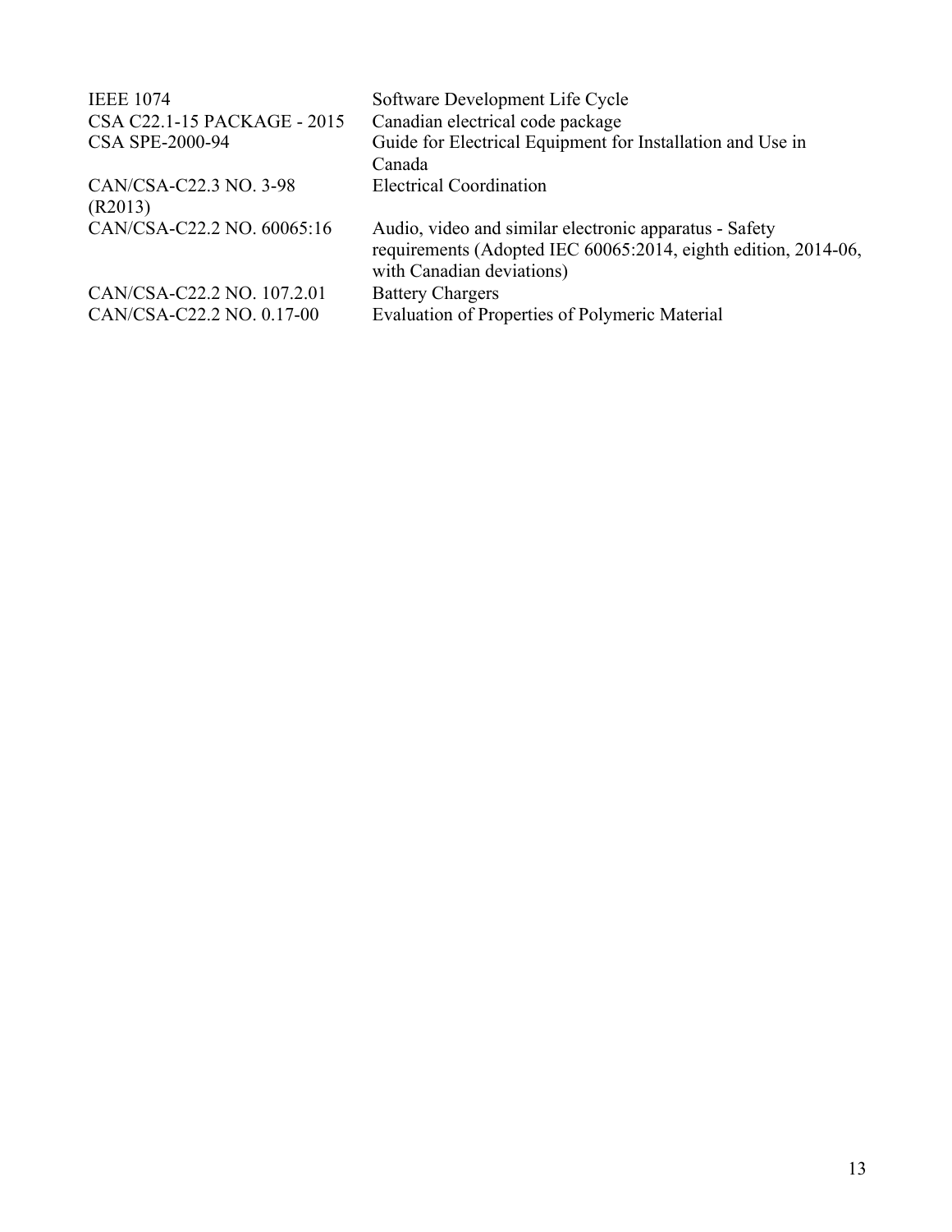| | |
|---|---|
| IEEE 1074 | Software Development Life Cycle |
| CSA C22.1-15 PACKAGE - 2015 | Canadian electrical code package |
| CSA SPE-2000-94 | Guide for Electrical Equipment for Installation and Use in Canada |
| CAN/CSA-C22.3 NO. 3-98 (R2013) | Electrical Coordination |
| CAN/CSA-C22.2 NO. 60065:16 | Audio, video and similar electronic apparatus - Safety requirements (Adopted IEC 60065:2014, eighth edition, 2014-06, with Canadian deviations) |
| CAN/CSA-C22.2 NO. 107.2.01 | Battery Chargers |
| CAN/CSA-C22.2 NO. 0.17-00 | Evaluation of Properties of Polymeric Material |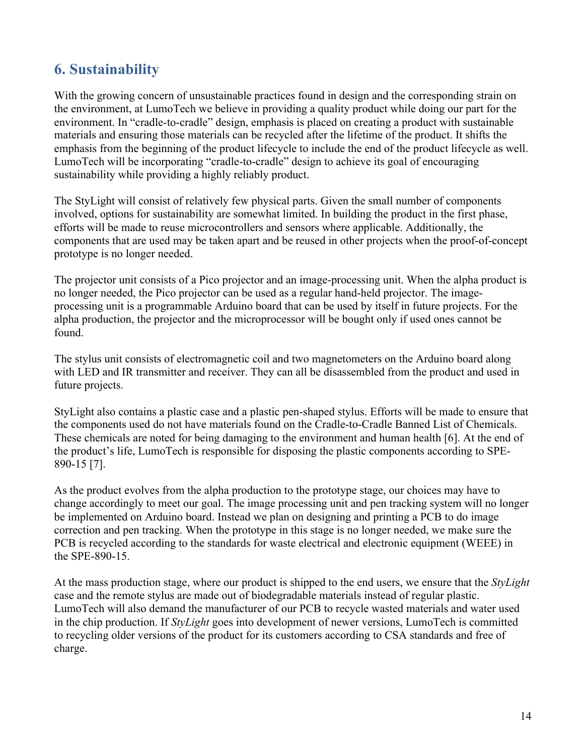## 6. Sustainability

With the growing concern of unsustainable practices found in design and the corresponding strain on the environment, at LumoTech we believe in providing a quality product while doing our part for the environment. In "cradle-to-cradle" design, emphasis is placed on creating a product with sustainable materials and ensuring those materials can be recycled after the lifetime of the product. It shifts the emphasis from the beginning of the product lifecycle to include the end of the product lifecycle as well. LumoTech will be incorporating "cradle-to-cradle" design to achieve its goal of encouraging sustainability while providing a highly reliably product.

The StyLight will consist of relatively few physical parts. Given the small number of components involved, options for sustainability are somewhat limited. In building the product in the first phase, efforts will be made to reuse microcontrollers and sensors where applicable. Additionally, the components that are used may be taken apart and be reused in other projects when the proof-of-concept prototype is no longer needed.

The projector unit consists of a Pico projector and an image-processing unit. When the alpha product is no longer needed, the Pico projector can be used as a regular hand-held projector. The image-processing unit is a programmable Arduino board that can be used by itself in future projects. For the alpha production, the projector and the microprocessor will be bought only if used ones cannot be found.

The stylus unit consists of electromagnetic coil and two magnetometers on the Arduino board along with LED and IR transmitter and receiver. They can all be disassembled from the product and used in future projects.

StyLight also contains a plastic case and a plastic pen-shaped stylus. Efforts will be made to ensure that the components used do not have materials found on the Cradle-to-Cradle Banned List of Chemicals. These chemicals are noted for being damaging to the environment and human health [6]. At the end of the product's life, LumoTech is responsible for disposing the plastic components according to SPE-890-15 [7].

As the product evolves from the alpha production to the prototype stage, our choices may have to change accordingly to meet our goal. The image processing unit and pen tracking system will no longer be implemented on Arduino board. Instead we plan on designing and printing a PCB to do image correction and pen tracking. When the prototype in this stage is no longer needed, we make sure the PCB is recycled according to the standards for waste electrical and electronic equipment (WEEE) in the SPE-890-15.

At the mass production stage, where our product is shipped to the end users, we ensure that the *StyLight* case and the remote stylus are made out of biodegradable materials instead of regular plastic. LumoTech will also demand the manufacturer of our PCB to recycle wasted materials and water used in the chip production. If *StyLight* goes into development of newer versions, LumoTech is committed to recycling older versions of the product for its customers according to CSA standards and free of charge.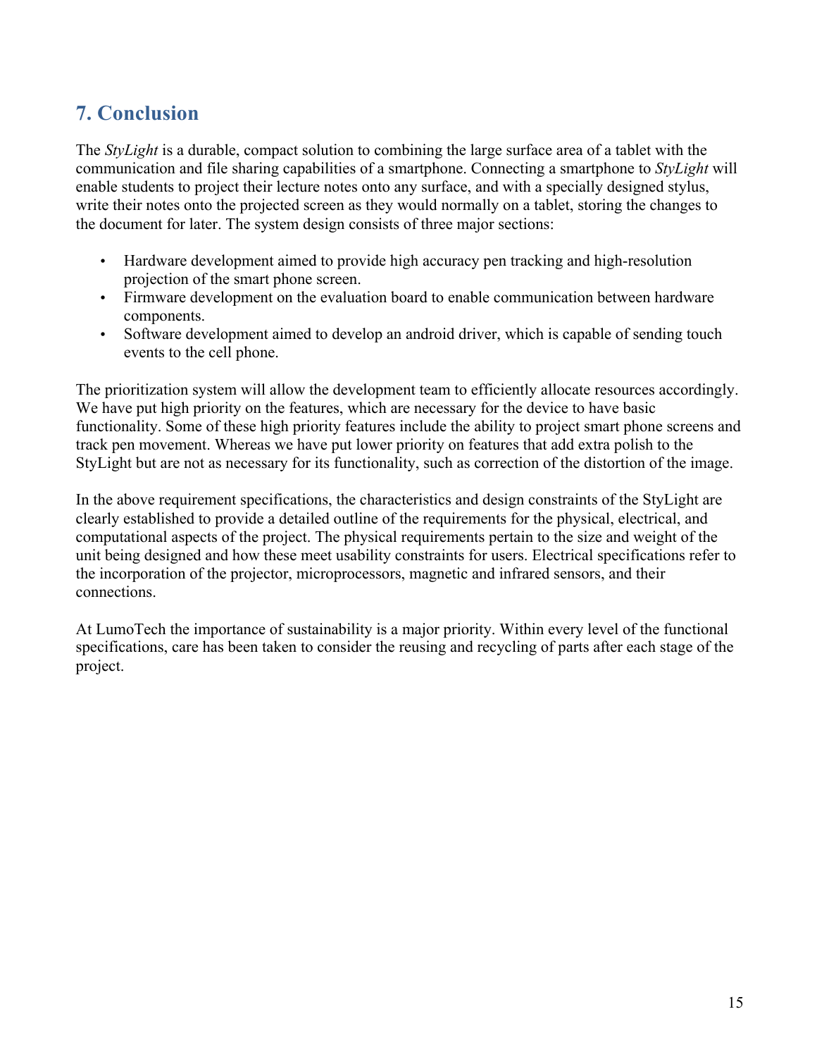## 7. Conclusion

The *StyLight* is a durable, compact solution to combining the large surface area of a tablet with the communication and file sharing capabilities of a smartphone. Connecting a smartphone to *StyLight* will enable students to project their lecture notes onto any surface, and with a specially designed stylus, write their notes onto the projected screen as they would normally on a tablet, storing the changes to the document for later. The system design consists of three major sections:

- Hardware development aimed to provide high accuracy pen tracking and high-resolution projection of the smart phone screen.
- Firmware development on the evaluation board to enable communication between hardware components.
- Software development aimed to develop an android driver, which is capable of sending touch events to the cell phone.

The prioritization system will allow the development team to efficiently allocate resources accordingly. We have put high priority on the features, which are necessary for the device to have basic functionality. Some of these high priority features include the ability to project smart phone screens and track pen movement. Whereas we have put lower priority on features that add extra polish to the StyLight but are not as necessary for its functionality, such as correction of the distortion of the image.

In the above requirement specifications, the characteristics and design constraints of the StyLight are clearly established to provide a detailed outline of the requirements for the physical, electrical, and computational aspects of the project. The physical requirements pertain to the size and weight of the unit being designed and how these meet usability constraints for users. Electrical specifications refer to the incorporation of the projector, microprocessors, magnetic and infrared sensors, and their connections.

At LumoTech the importance of sustainability is a major priority. Within every level of the functional specifications, care has been taken to consider the reusing and recycling of parts after each stage of the project.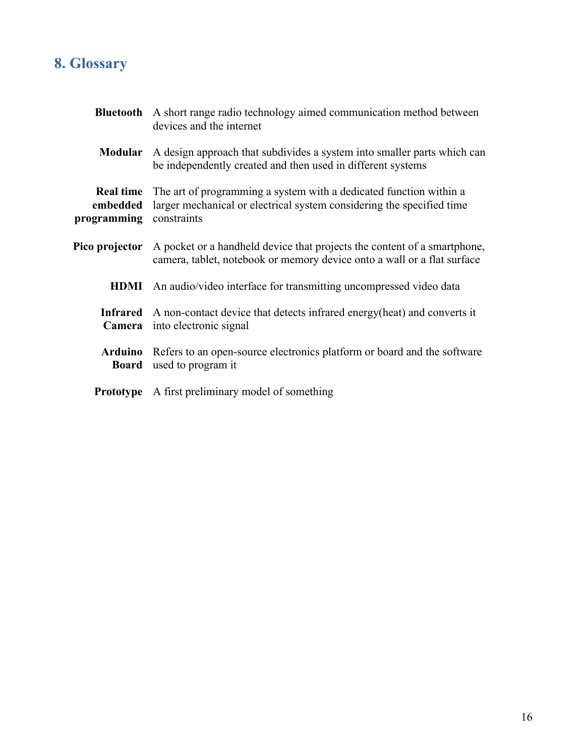## 8. Glossary

| | |
|---|---|
| **Bluetooth** | A short range radio technology aimed communication method between devices and the internet |
| **Modular** | A design approach that subdivides a system into smaller parts which can be independently created and then used in different systems |
| **Real time embedded programming** | The art of programming a system with a dedicated function within a larger mechanical or electrical system considering the specified time constraints |
| **Pico projector** | A pocket or a handheld device that projects the content of a smartphone, camera, tablet, notebook or memory device onto a wall or a flat surface |
| **HDMI** | An audio/video interface for transmitting uncompressed video data |
| **Infrared Camera** | A non-contact device that detects infrared energy(heat) and converts it into electronic signal |
| **Arduino Board** | Refers to an open-source electronics platform or board and the software used to program it |
| **Prototype** | A first preliminary model of something |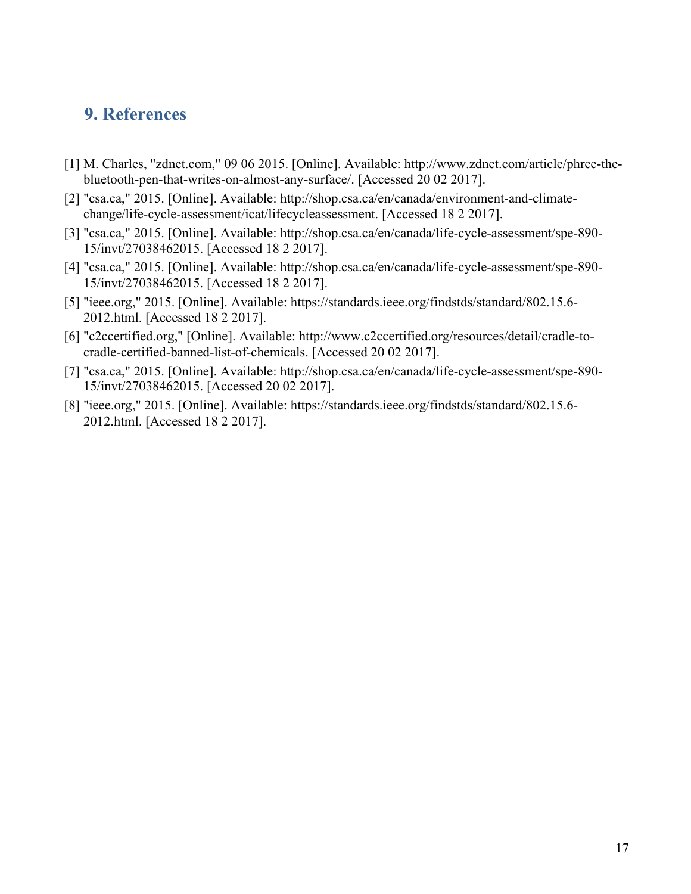## 9. References

[1] M. Charles, "zdnet.com," 09 06 2015. [Online]. Available: http://www.zdnet.com/article/phree-the-bluetooth-pen-that-writes-on-almost-any-surface/. [Accessed 20 02 2017].

[2] "csa.ca," 2015. [Online]. Available: http://shop.csa.ca/en/canada/environment-and-climate-change/life-cycle-assessment/icat/lifecycleassessment. [Accessed 18 2 2017].

[3] "csa.ca," 2015. [Online]. Available: http://shop.csa.ca/en/canada/life-cycle-assessment/spe-890-15/invt/27038462015. [Accessed 18 2 2017].

[4] "csa.ca," 2015. [Online]. Available: http://shop.csa.ca/en/canada/life-cycle-assessment/spe-890-15/invt/27038462015. [Accessed 18 2 2017].

[5] "ieee.org," 2015. [Online]. Available: https://standards.ieee.org/findstds/standard/802.15.6-2012.html. [Accessed 18 2 2017].

[6] "c2ccertified.org," [Online]. Available: http://www.c2ccertified.org/resources/detail/cradle-to-cradle-certified-banned-list-of-chemicals. [Accessed 20 02 2017].

[7] "csa.ca," 2015. [Online]. Available: http://shop.csa.ca/en/canada/life-cycle-assessment/spe-890-15/invt/27038462015. [Accessed 20 02 2017].

[8] "ieee.org," 2015. [Online]. Available: https://standards.ieee.org/findstds/standard/802.15.6-2012.html. [Accessed 18 2 2017].